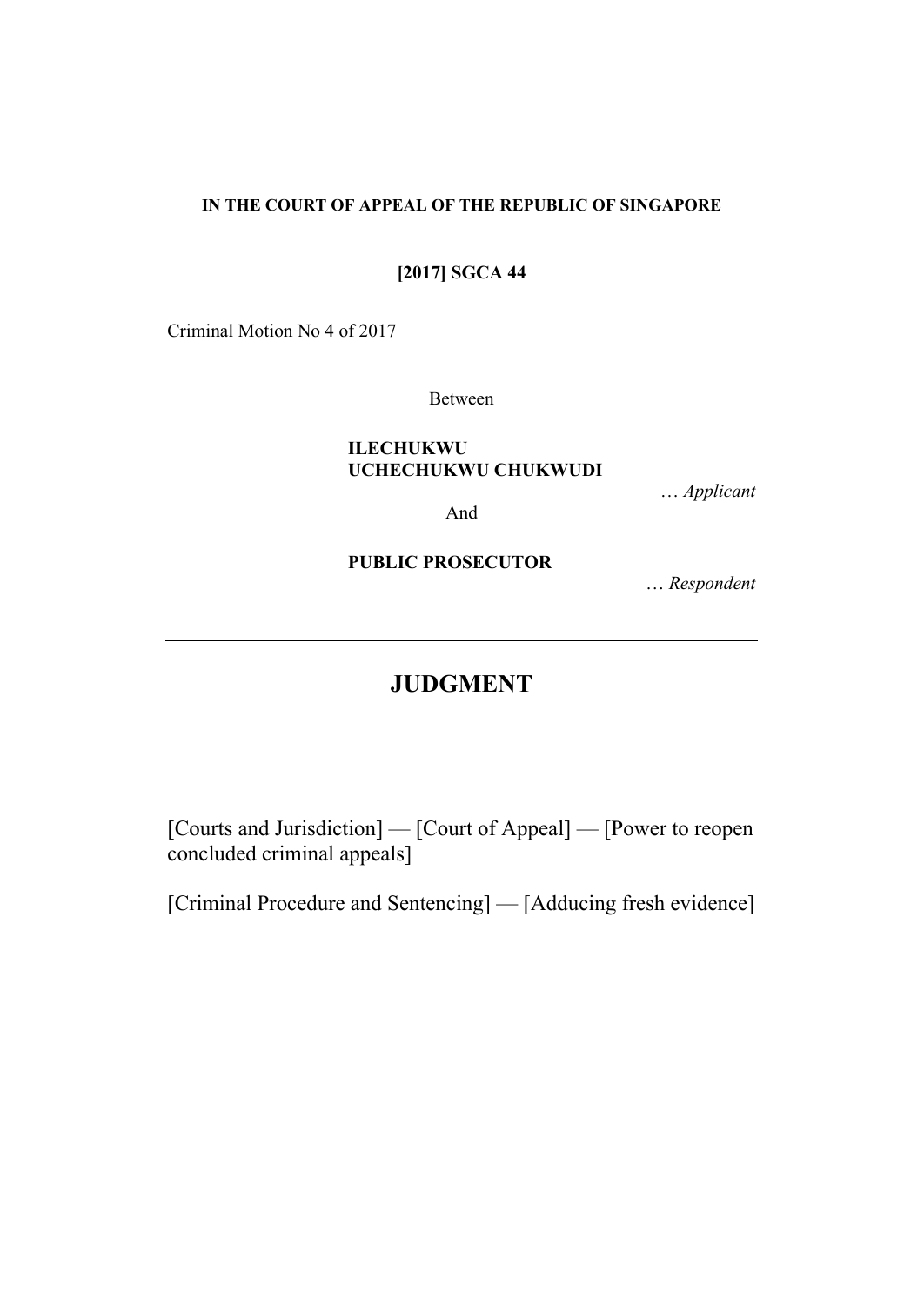**IN THE COURT OF APPEAL OF THE REPUBLIC OF SINGAPORE**

**[2017] SGCA 44**

Criminal Motion No 4 of 2017

Between

**ILECHUKWU UCHECHUKWU CHUKWUDI**

… *Applicant*

And

**PUBLIC PROSECUTOR**

… *Respondent*

---

# JUDGMENT

---

[Courts and Jurisdiction] — [Court of Appeal] — [Power to reopen concluded criminal appeals]

[Criminal Procedure and Sentencing] — [Adducing fresh evidence]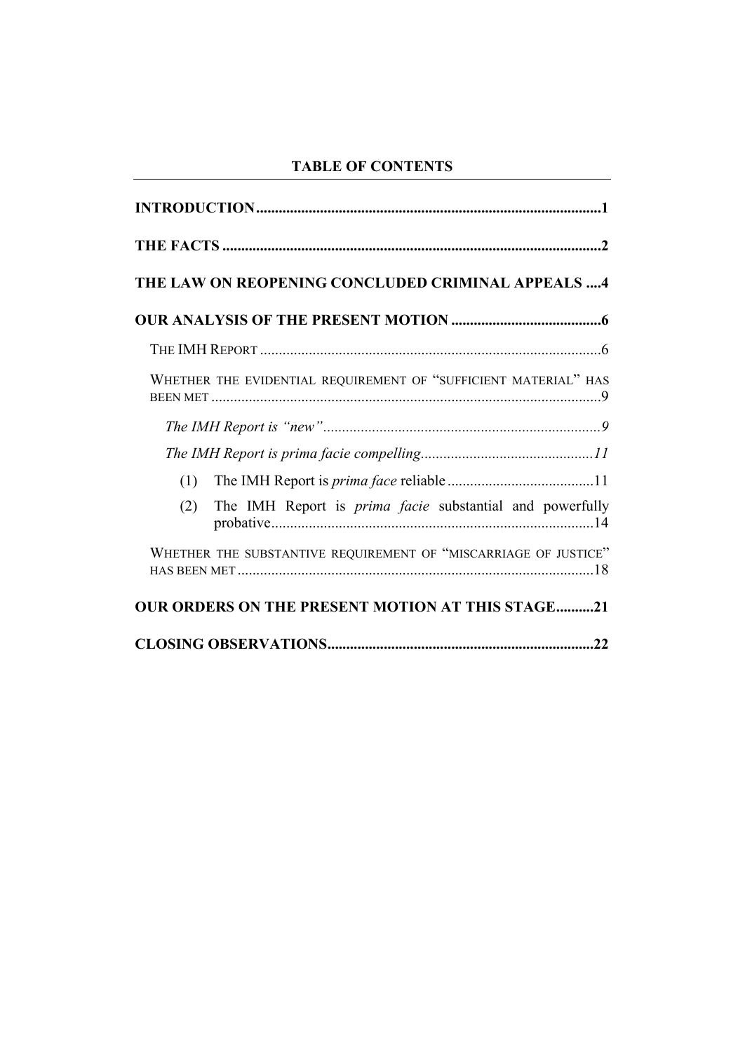**TABLE OF CONTENTS**

**INTRODUCTION** .......... **1**

**THE FACTS** .......... **2**

**THE LAW ON REOPENING CONCLUDED CRIMINAL APPEALS** .......... **4**

**OUR ANALYSIS OF THE PRESENT MOTION** .......... **6**

THE IMH REPORT .......... 6

WHETHER THE EVIDENTIAL REQUIREMENT OF "SUFFICIENT MATERIAL" HAS BEEN MET .......... 9

*The IMH Report is "new"* .......... *9*

*The IMH Report is prima facie compelling* .......... *11*

(1) The IMH Report is *prima face* reliable .......... 11

(2) The IMH Report is *prima facie* substantial and powerfully probative .......... 14

WHETHER THE SUBSTANTIVE REQUIREMENT OF "MISCARRIAGE OF JUSTICE" HAS BEEN MET .......... 18

**OUR ORDERS ON THE PRESENT MOTION AT THIS STAGE** .......... **21**

**CLOSING OBSERVATIONS** .......... **22**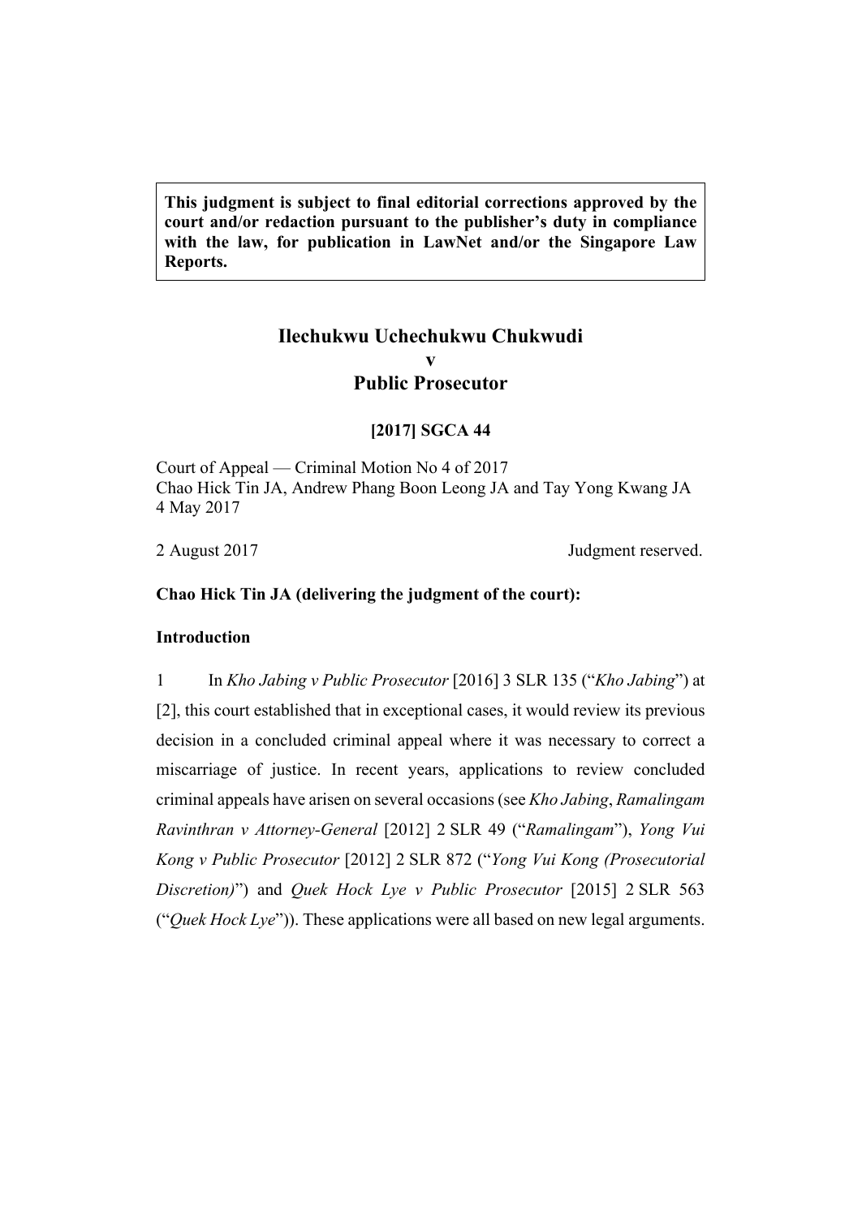**This judgment is subject to final editorial corrections approved by the court and/or redaction pursuant to the publisher's duty in compliance with the law, for publication in LawNet and/or the Singapore Law Reports.**

# Ilechukwu Uchechukwu Chukwudi v Public Prosecutor

**[2017] SGCA 44**

Court of Appeal — Criminal Motion No 4 of 2017
Chao Hick Tin JA, Andrew Phang Boon Leong JA and Tay Yong Kwang JA
4 May 2017

2 August 2017 Judgment reserved.

**Chao Hick Tin JA (delivering the judgment of the court):**

## Introduction

1 In *Kho Jabing v Public Prosecutor* [2016] 3 SLR 135 ("*Kho Jabing*") at [2], this court established that in exceptional cases, it would review its previous decision in a concluded criminal appeal where it was necessary to correct a miscarriage of justice. In recent years, applications to review concluded criminal appeals have arisen on several occasions (see *Kho Jabing*, *Ramalingam Ravinthran v Attorney-General* [2012] 2 SLR 49 ("*Ramalingam*"), *Yong Vui Kong v Public Prosecutor* [2012] 2 SLR 872 ("*Yong Vui Kong (Prosecutorial Discretion)*") and *Quek Hock Lye v Public Prosecutor* [2015] 2 SLR 563 ("*Quek Hock Lye*")). These applications were all based on new legal arguments.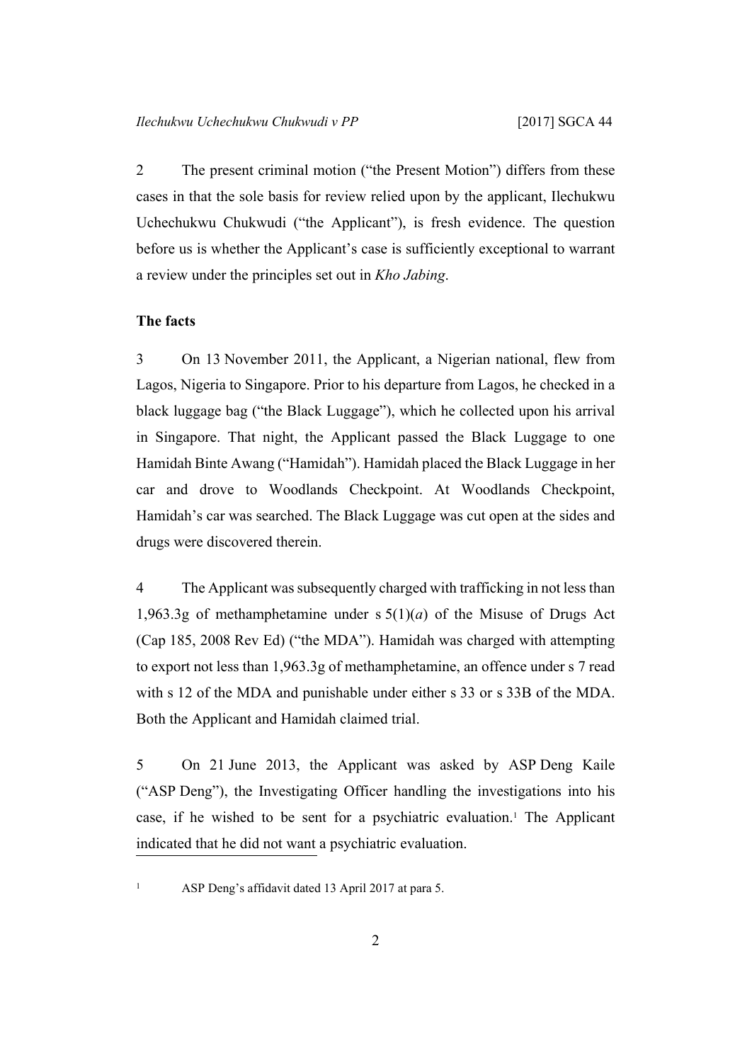2 The present criminal motion ("the Present Motion") differs from these cases in that the sole basis for review relied upon by the applicant, Ilechukwu Uchechukwu Chukwudi ("the Applicant"), is fresh evidence. The question before us is whether the Applicant's case is sufficiently exceptional to warrant a review under the principles set out in *Kho Jabing*.

**The facts**

3 On 13 November 2011, the Applicant, a Nigerian national, flew from Lagos, Nigeria to Singapore. Prior to his departure from Lagos, he checked in a black luggage bag ("the Black Luggage"), which he collected upon his arrival in Singapore. That night, the Applicant passed the Black Luggage to one Hamidah Binte Awang ("Hamidah"). Hamidah placed the Black Luggage in her car and drove to Woodlands Checkpoint. At Woodlands Checkpoint, Hamidah's car was searched. The Black Luggage was cut open at the sides and drugs were discovered therein.

4 The Applicant was subsequently charged with trafficking in not less than 1,963.3g of methamphetamine under s 5(1)(*a*) of the Misuse of Drugs Act (Cap 185, 2008 Rev Ed) ("the MDA"). Hamidah was charged with attempting to export not less than 1,963.3g of methamphetamine, an offence under s 7 read with s 12 of the MDA and punishable under either s 33 or s 33B of the MDA. Both the Applicant and Hamidah claimed trial.

5 On 21 June 2013, the Applicant was asked by ASP Deng Kaile ("ASP Deng"), the Investigating Officer handling the investigations into his case, if he wished to be sent for a psychiatric evaluation.[1] The Applicant indicated that he did not want a psychiatric evaluation.

[1] ASP Deng's affidavit dated 13 April 2017 at para 5.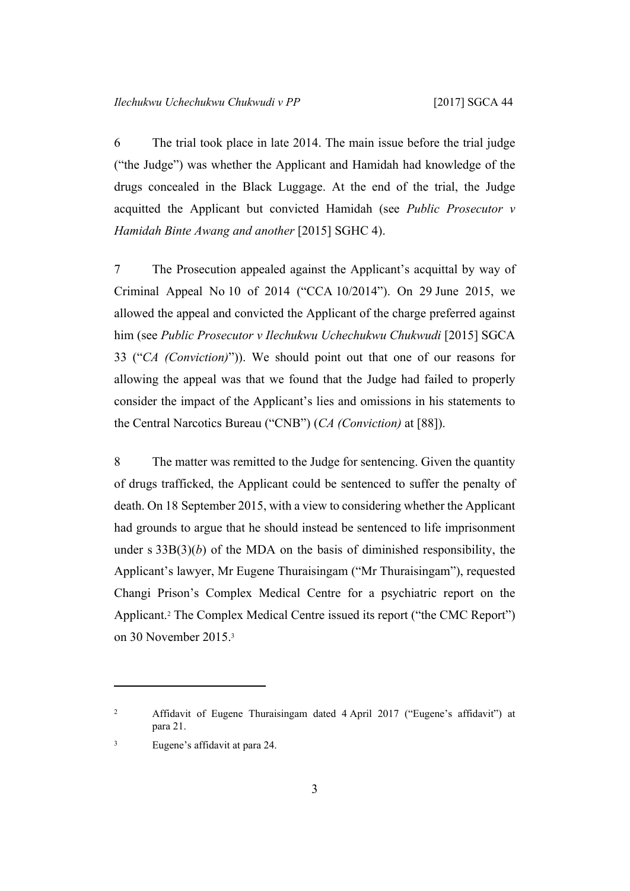6 The trial took place in late 2014. The main issue before the trial judge ("the Judge") was whether the Applicant and Hamidah had knowledge of the drugs concealed in the Black Luggage. At the end of the trial, the Judge acquitted the Applicant but convicted Hamidah (see *Public Prosecutor v Hamidah Binte Awang and another* [2015] SGHC 4).

7 The Prosecution appealed against the Applicant's acquittal by way of Criminal Appeal No 10 of 2014 ("CCA 10/2014"). On 29 June 2015, we allowed the appeal and convicted the Applicant of the charge preferred against him (see *Public Prosecutor v Ilechukwu Uchechukwu Chukwudi* [2015] SGCA 33 ("*CA (Conviction)*")). We should point out that one of our reasons for allowing the appeal was that we found that the Judge had failed to properly consider the impact of the Applicant's lies and omissions in his statements to the Central Narcotics Bureau ("CNB") (*CA (Conviction)* at [88]).

8 The matter was remitted to the Judge for sentencing. Given the quantity of drugs trafficked, the Applicant could be sentenced to suffer the penalty of death. On 18 September 2015, with a view to considering whether the Applicant had grounds to argue that he should instead be sentenced to life imprisonment under s 33B(3)(*b*) of the MDA on the basis of diminished responsibility, the Applicant's lawyer, Mr Eugene Thuraisingam ("Mr Thuraisingam"), requested Changi Prison's Complex Medical Centre for a psychiatric report on the Applicant.[2] The Complex Medical Centre issued its report ("the CMC Report") on 30 November 2015.[3]

---

[2] Affidavit of Eugene Thuraisingam dated 4 April 2017 ("Eugene's affidavit") at para 21.

[3] Eugene's affidavit at para 24.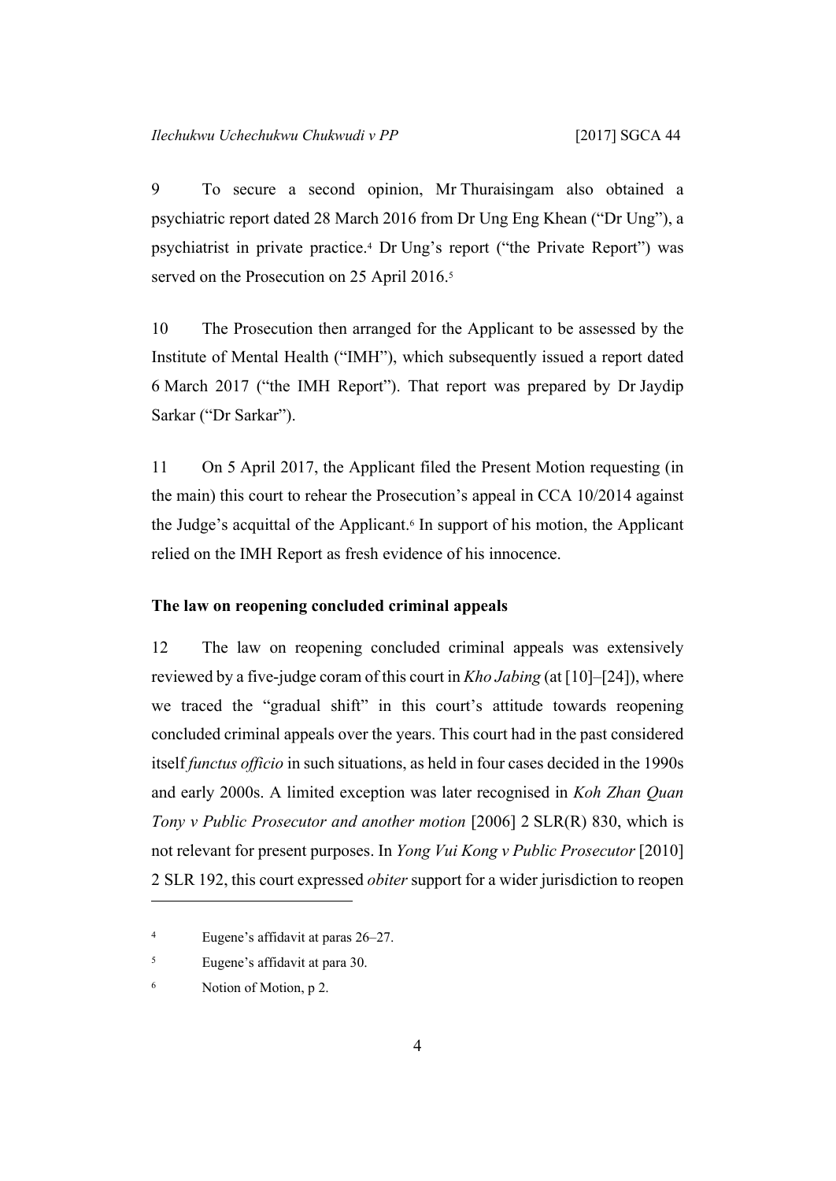9 To secure a second opinion, Mr Thuraisingam also obtained a psychiatric report dated 28 March 2016 from Dr Ung Eng Khean ("Dr Ung"), a psychiatrist in private practice.[4] Dr Ung's report ("the Private Report") was served on the Prosecution on 25 April 2016.[5]

10 The Prosecution then arranged for the Applicant to be assessed by the Institute of Mental Health ("IMH"), which subsequently issued a report dated 6 March 2017 ("the IMH Report"). That report was prepared by Dr Jaydip Sarkar ("Dr Sarkar").

11 On 5 April 2017, the Applicant filed the Present Motion requesting (in the main) this court to rehear the Prosecution's appeal in CCA 10/2014 against the Judge's acquittal of the Applicant.[6] In support of his motion, the Applicant relied on the IMH Report as fresh evidence of his innocence.

### The law on reopening concluded criminal appeals

12 The law on reopening concluded criminal appeals was extensively reviewed by a five-judge coram of this court in *Kho Jabing* (at [10]–[24]), where we traced the "gradual shift" in this court's attitude towards reopening concluded criminal appeals over the years. This court had in the past considered itself *functus officio* in such situations, as held in four cases decided in the 1990s and early 2000s. A limited exception was later recognised in *Koh Zhan Quan Tony v Public Prosecutor and another motion* [2006] 2 SLR(R) 830, which is not relevant for present purposes. In *Yong Vui Kong v Public Prosecutor* [2010] 2 SLR 192, this court expressed *obiter* support for a wider jurisdiction to reopen

---

4 Eugene's affidavit at paras 26–27.

5 Eugene's affidavit at para 30.

6 Notion of Motion, p 2.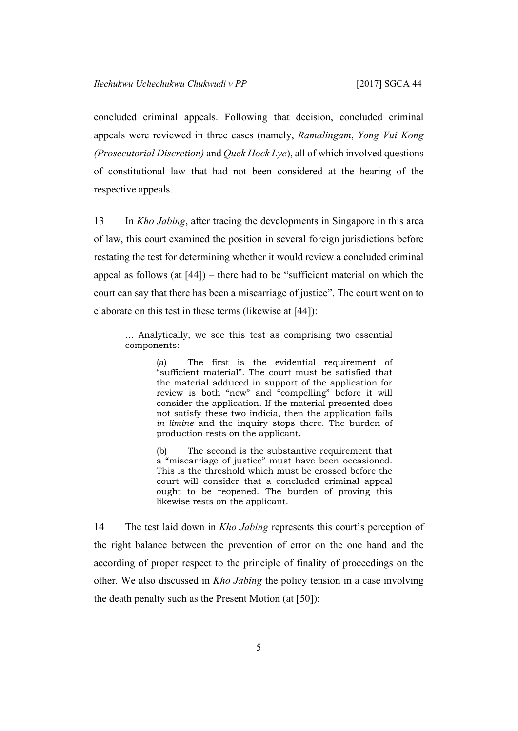concluded criminal appeals. Following that decision, concluded criminal appeals were reviewed in three cases (namely, *Ramalingam*, *Yong Vui Kong (Prosecutorial Discretion)* and *Quek Hock Lye*), all of which involved questions of constitutional law that had not been considered at the hearing of the respective appeals.

13 In *Kho Jabing*, after tracing the developments in Singapore in this area of law, this court examined the position in several foreign jurisdictions before restating the test for determining whether it would review a concluded criminal appeal as follows (at [44]) – there had to be "sufficient material on which the court can say that there has been a miscarriage of justice". The court went on to elaborate on this test in these terms (likewise at [44]):

> … Analytically, we see this test as comprising two essential components:
>
> > (a) The first is the evidential requirement of "sufficient material". The court must be satisfied that the material adduced in support of the application for review is both "new" and "compelling" before it will consider the application. If the material presented does not satisfy these two indicia, then the application fails *in limine* and the inquiry stops there. The burden of production rests on the applicant.
> >
> > (b) The second is the substantive requirement that a "miscarriage of justice" must have been occasioned. This is the threshold which must be crossed before the court will consider that a concluded criminal appeal ought to be reopened. The burden of proving this likewise rests on the applicant.

14 The test laid down in *Kho Jabing* represents this court's perception of the right balance between the prevention of error on the one hand and the according of proper respect to the principle of finality of proceedings on the other. We also discussed in *Kho Jabing* the policy tension in a case involving the death penalty such as the Present Motion (at [50]):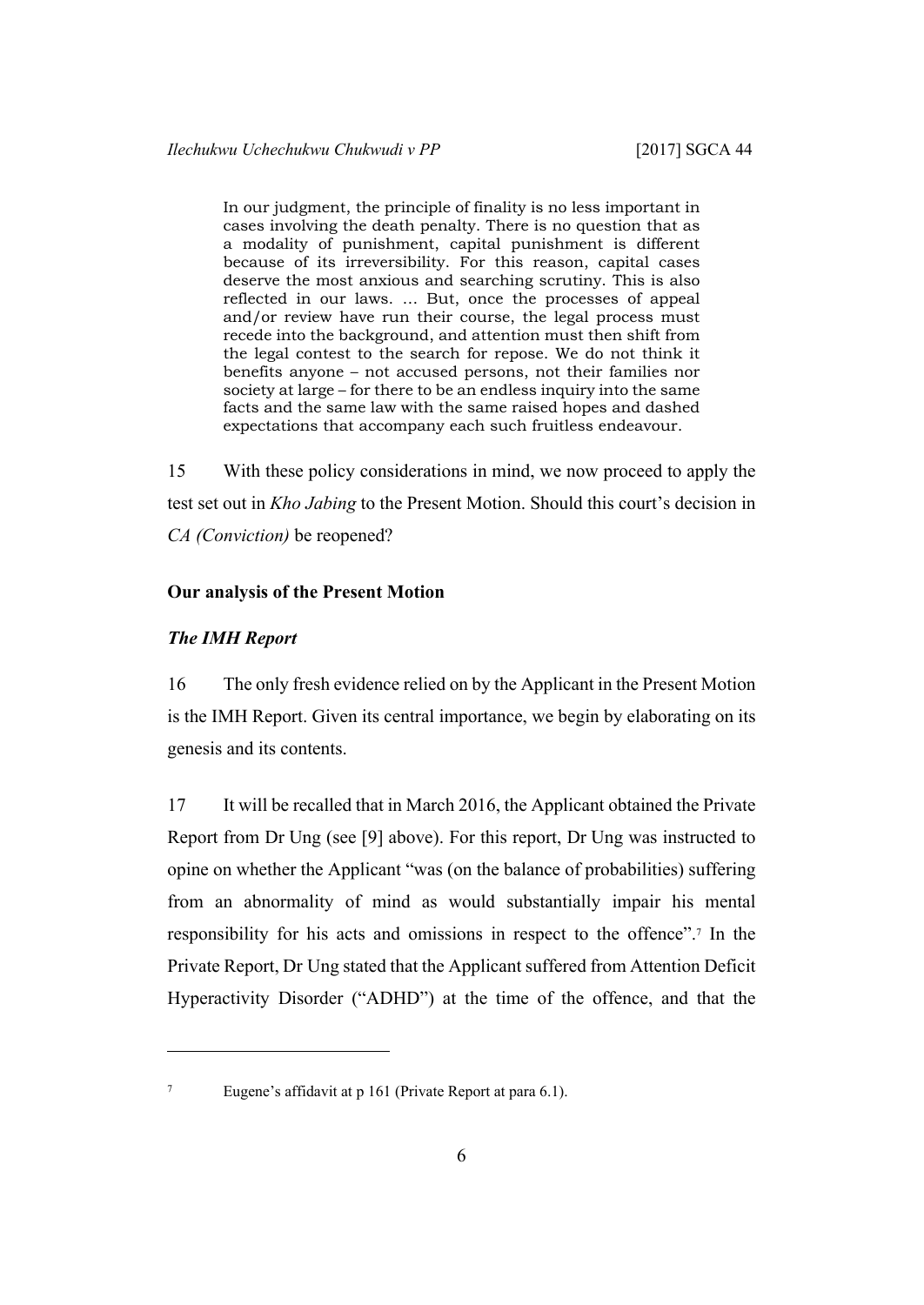> In our judgment, the principle of finality is no less important in cases involving the death penalty. There is no question that as a modality of punishment, capital punishment is different because of its irreversibility. For this reason, capital cases deserve the most anxious and searching scrutiny. This is also reflected in our laws. … But, once the processes of appeal and/or review have run their course, the legal process must recede into the background, and attention must then shift from the legal contest to the search for repose. We do not think it benefits anyone – not accused persons, not their families nor society at large – for there to be an endless inquiry into the same facts and the same law with the same raised hopes and dashed expectations that accompany each such fruitless endeavour.

15 With these policy considerations in mind, we now proceed to apply the test set out in *Kho Jabing* to the Present Motion. Should this court's decision in *CA (Conviction)* be reopened?

**Our analysis of the Present Motion**

***The IMH Report***

16 The only fresh evidence relied on by the Applicant in the Present Motion is the IMH Report. Given its central importance, we begin by elaborating on its genesis and its contents.

17 It will be recalled that in March 2016, the Applicant obtained the Private Report from Dr Ung (see [9] above). For this report, Dr Ung was instructed to opine on whether the Applicant "was (on the balance of probabilities) suffering from an abnormality of mind as would substantially impair his mental responsibility for his acts and omissions in respect to the offence".[7] In the Private Report, Dr Ung stated that the Applicant suffered from Attention Deficit Hyperactivity Disorder ("ADHD") at the time of the offence, and that the

[7] Eugene's affidavit at p 161 (Private Report at para 6.1).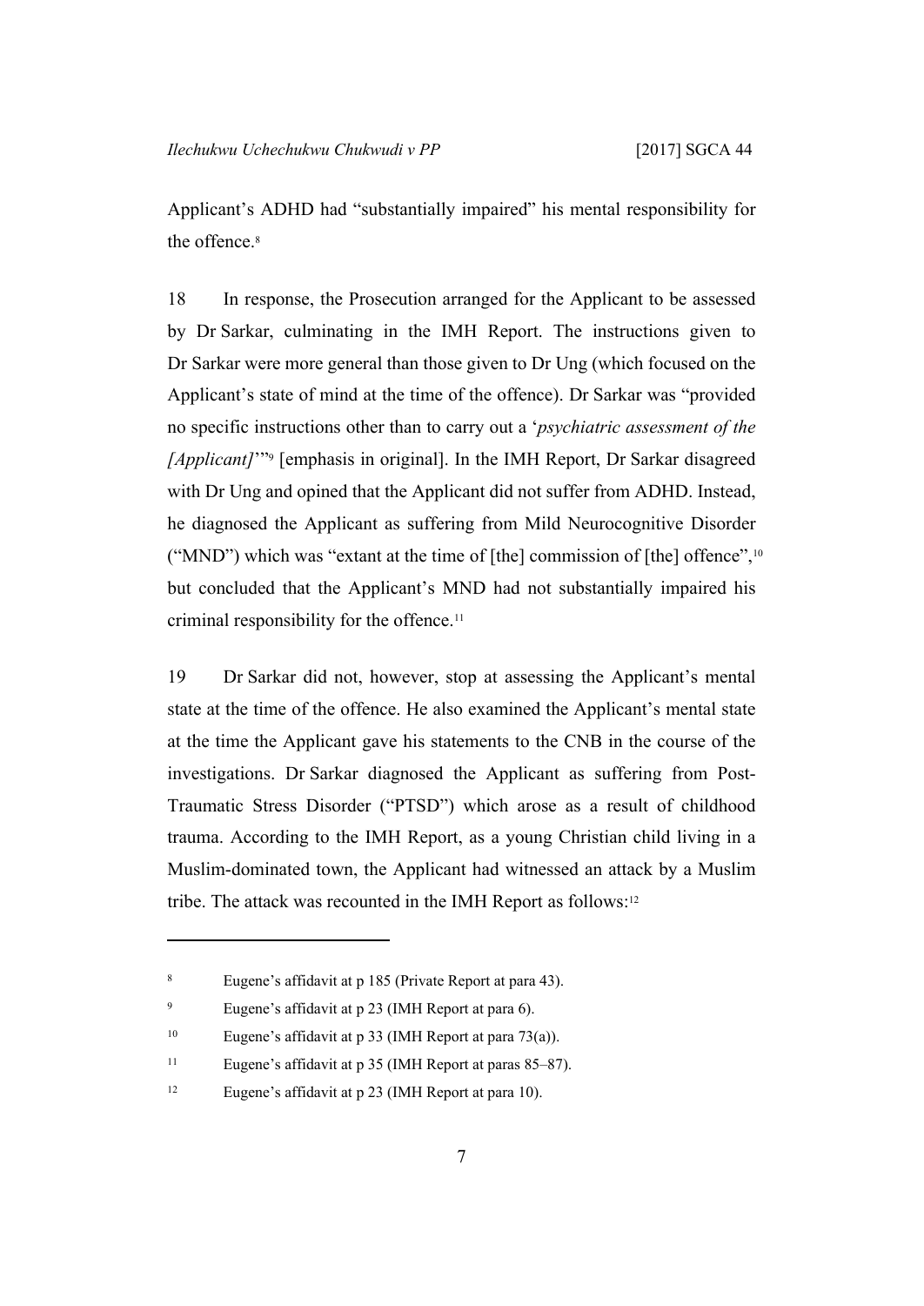Applicant's ADHD had "substantially impaired" his mental responsibility for the offence.[8]

18 In response, the Prosecution arranged for the Applicant to be assessed by Dr Sarkar, culminating in the IMH Report. The instructions given to Dr Sarkar were more general than those given to Dr Ung (which focused on the Applicant's state of mind at the time of the offence). Dr Sarkar was "provided no specific instructions other than to carry out a '*psychiatric assessment of the [Applicant]*'"[9] [emphasis in original]. In the IMH Report, Dr Sarkar disagreed with Dr Ung and opined that the Applicant did not suffer from ADHD. Instead, he diagnosed the Applicant as suffering from Mild Neurocognitive Disorder ("MND") which was "extant at the time of [the] commission of [the] offence",[10] but concluded that the Applicant's MND had not substantially impaired his criminal responsibility for the offence.[11]

19 Dr Sarkar did not, however, stop at assessing the Applicant's mental state at the time of the offence. He also examined the Applicant's mental state at the time the Applicant gave his statements to the CNB in the course of the investigations. Dr Sarkar diagnosed the Applicant as suffering from Post-Traumatic Stress Disorder ("PTSD") which arose as a result of childhood trauma. According to the IMH Report, as a young Christian child living in a Muslim-dominated town, the Applicant had witnessed an attack by a Muslim tribe. The attack was recounted in the IMH Report as follows:[12]

---

[8] Eugene's affidavit at p 185 (Private Report at para 43).

[9] Eugene's affidavit at p 23 (IMH Report at para 6).

[10] Eugene's affidavit at p 33 (IMH Report at para 73(a)).

[11] Eugene's affidavit at p 35 (IMH Report at paras 85–87).

[12] Eugene's affidavit at p 23 (IMH Report at para 10).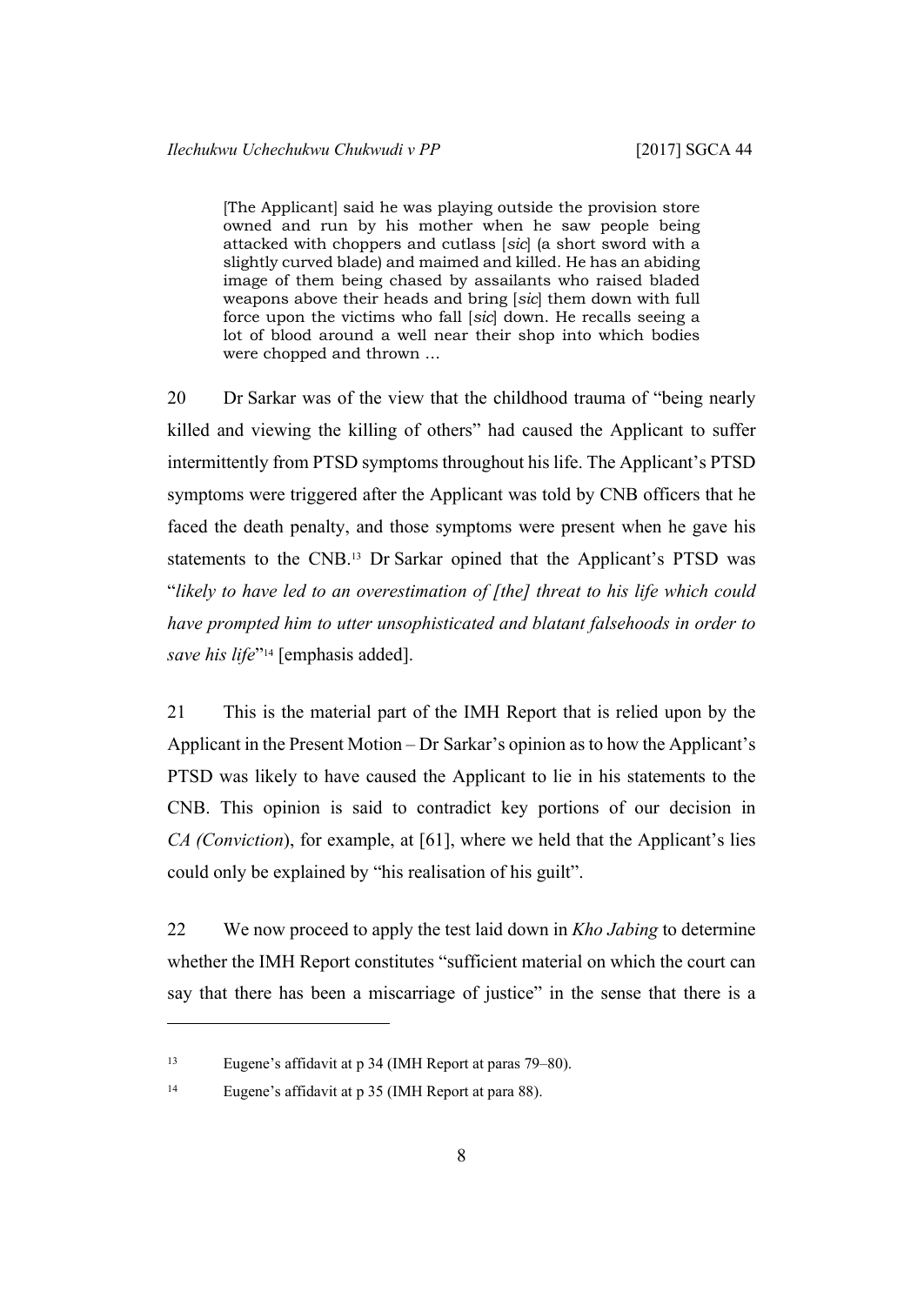> [The Applicant] said he was playing outside the provision store owned and run by his mother when he saw people being attacked with choppers and cutlass [*sic*] (a short sword with a slightly curved blade) and maimed and killed. He has an abiding image of them being chased by assailants who raised bladed weapons above their heads and bring [*sic*] them down with full force upon the victims who fall [*sic*] down. He recalls seeing a lot of blood around a well near their shop into which bodies were chopped and thrown …

20 Dr Sarkar was of the view that the childhood trauma of "being nearly killed and viewing the killing of others" had caused the Applicant to suffer intermittently from PTSD symptoms throughout his life. The Applicant's PTSD symptoms were triggered after the Applicant was told by CNB officers that he faced the death penalty, and those symptoms were present when he gave his statements to the CNB.[13] Dr Sarkar opined that the Applicant's PTSD was "*likely to have led to an overestimation of [the] threat to his life which could have prompted him to utter unsophisticated and blatant falsehoods in order to save his life*"[14] [emphasis added].

21 This is the material part of the IMH Report that is relied upon by the Applicant in the Present Motion – Dr Sarkar's opinion as to how the Applicant's PTSD was likely to have caused the Applicant to lie in his statements to the CNB. This opinion is said to contradict key portions of our decision in *CA (Conviction)*, for example, at [61], where we held that the Applicant's lies could only be explained by "his realisation of his guilt".

22 We now proceed to apply the test laid down in *Kho Jabing* to determine whether the IMH Report constitutes "sufficient material on which the court can say that there has been a miscarriage of justice" in the sense that there is a

---

[13] Eugene's affidavit at p 34 (IMH Report at paras 79–80).

[14] Eugene's affidavit at p 35 (IMH Report at para 88).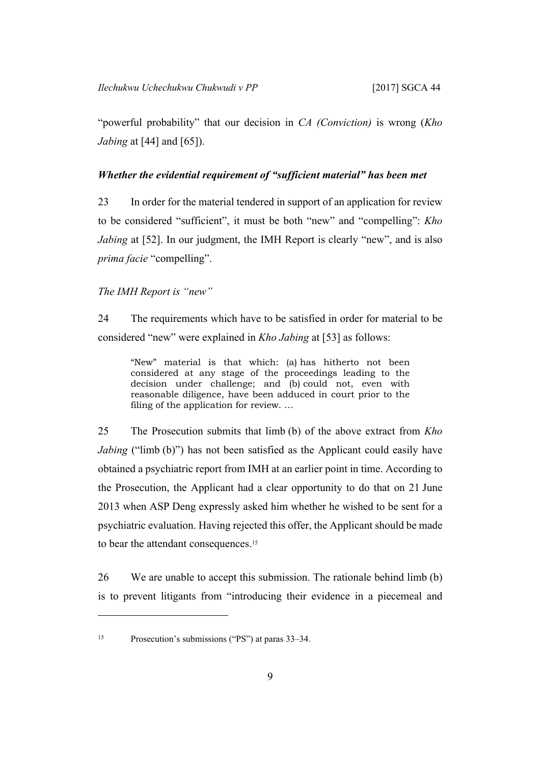"powerful probability" that our decision in *CA (Conviction)* is wrong (*Kho Jabing* at [44] and [65]).

***Whether the evidential requirement of "sufficient material" has been met***

23 In order for the material tendered in support of an application for review to be considered "sufficient", it must be both "new" and "compelling": *Kho Jabing* at [52]. In our judgment, the IMH Report is clearly "new", and is also *prima facie* "compelling".

*The IMH Report is "new"*

24 The requirements which have to be satisfied in order for material to be considered "new" were explained in *Kho Jabing* at [53] as follows:

> "New" material is that which: (a) has hitherto not been considered at any stage of the proceedings leading to the decision under challenge; and (b) could not, even with reasonable diligence, have been adduced in court prior to the filing of the application for review. …

25 The Prosecution submits that limb (b) of the above extract from *Kho Jabing* ("limb (b)") has not been satisfied as the Applicant could easily have obtained a psychiatric report from IMH at an earlier point in time. According to the Prosecution, the Applicant had a clear opportunity to do that on 21 June 2013 when ASP Deng expressly asked him whether he wished to be sent for a psychiatric evaluation. Having rejected this offer, the Applicant should be made to bear the attendant consequences.[15]

26 We are unable to accept this submission. The rationale behind limb (b) is to prevent litigants from "introducing their evidence in a piecemeal and

---

[15] Prosecution's submissions ("PS") at paras 33–34.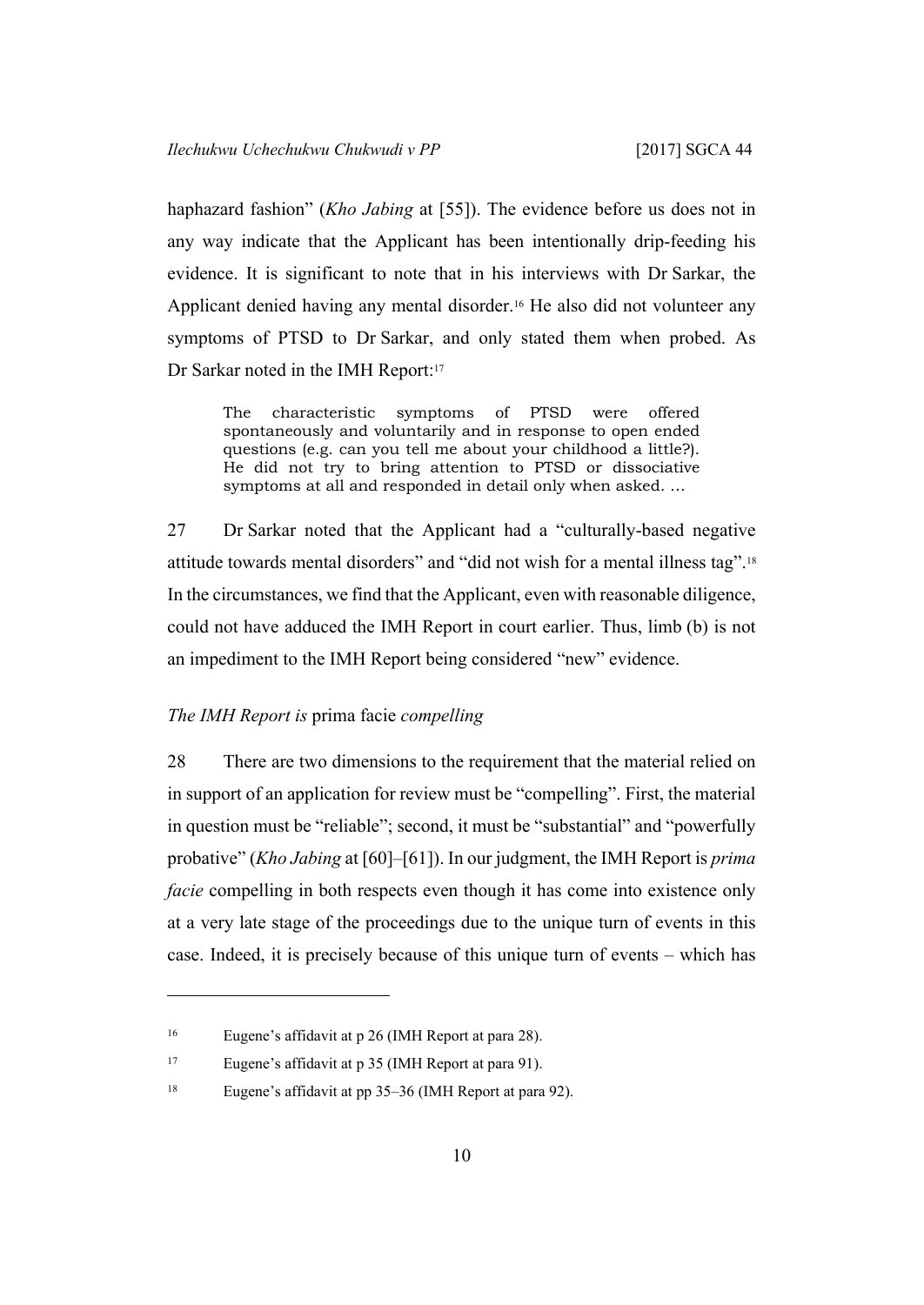haphazard fashion" (*Kho Jabing* at [55]). The evidence before us does not in any way indicate that the Applicant has been intentionally drip-feeding his evidence. It is significant to note that in his interviews with Dr Sarkar, the Applicant denied having any mental disorder.[16] He also did not volunteer any symptoms of PTSD to Dr Sarkar, and only stated them when probed. As Dr Sarkar noted in the IMH Report:[17]

> The characteristic symptoms of PTSD were offered spontaneously and voluntarily and in response to open ended questions (e.g. can you tell me about your childhood a little?). He did not try to bring attention to PTSD or dissociative symptoms at all and responded in detail only when asked. …

27 Dr Sarkar noted that the Applicant had a "culturally-based negative attitude towards mental disorders" and "did not wish for a mental illness tag".[18] In the circumstances, we find that the Applicant, even with reasonable diligence, could not have adduced the IMH Report in court earlier. Thus, limb (b) is not an impediment to the IMH Report being considered "new" evidence.

### *The IMH Report is* prima facie *compelling*

28 There are two dimensions to the requirement that the material relied on in support of an application for review must be "compelling". First, the material in question must be "reliable"; second, it must be "substantial" and "powerfully probative" (*Kho Jabing* at [60]–[61]). In our judgment, the IMH Report is *prima facie* compelling in both respects even though it has come into existence only at a very late stage of the proceedings due to the unique turn of events in this case. Indeed, it is precisely because of this unique turn of events – which has

---

[16] Eugene's affidavit at p 26 (IMH Report at para 28).

[17] Eugene's affidavit at p 35 (IMH Report at para 91).

[18] Eugene's affidavit at pp 35–36 (IMH Report at para 92).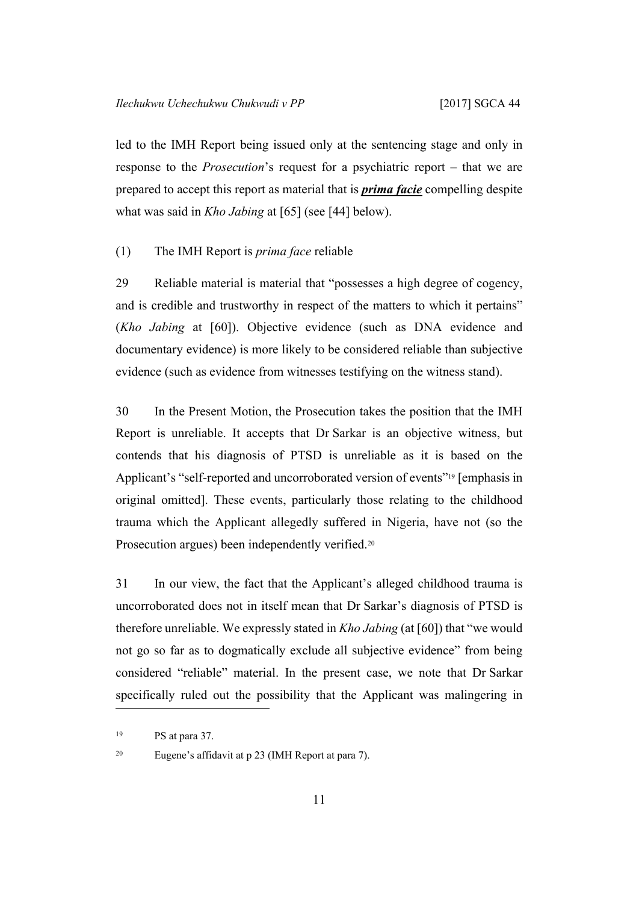led to the IMH Report being issued only at the sentencing stage and only in response to the *Prosecution*'s request for a psychiatric report – that we are prepared to accept this report as material that is ***prima facie*** compelling despite what was said in *Kho Jabing* at [65] (see [44] below).

(1) The IMH Report is *prima face* reliable

29 Reliable material is material that "possesses a high degree of cogency, and is credible and trustworthy in respect of the matters to which it pertains" (*Kho Jabing* at [60]). Objective evidence (such as DNA evidence and documentary evidence) is more likely to be considered reliable than subjective evidence (such as evidence from witnesses testifying on the witness stand).

30 In the Present Motion, the Prosecution takes the position that the IMH Report is unreliable. It accepts that Dr Sarkar is an objective witness, but contends that his diagnosis of PTSD is unreliable as it is based on the Applicant's "self-reported and uncorroborated version of events"[19] [emphasis in original omitted]. These events, particularly those relating to the childhood trauma which the Applicant allegedly suffered in Nigeria, have not (so the Prosecution argues) been independently verified.[20]

31 In our view, the fact that the Applicant's alleged childhood trauma is uncorroborated does not in itself mean that Dr Sarkar's diagnosis of PTSD is therefore unreliable. We expressly stated in *Kho Jabing* (at [60]) that "we would not go so far as to dogmatically exclude all subjective evidence" from being considered "reliable" material. In the present case, we note that Dr Sarkar specifically ruled out the possibility that the Applicant was malingering in

---

[19] PS at para 37.

[20] Eugene's affidavit at p 23 (IMH Report at para 7).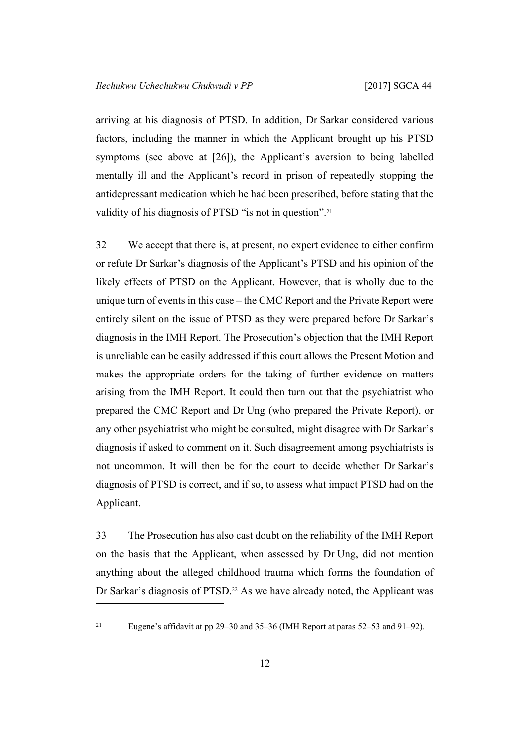arriving at his diagnosis of PTSD. In addition, Dr Sarkar considered various factors, including the manner in which the Applicant brought up his PTSD symptoms (see above at [26]), the Applicant's aversion to being labelled mentally ill and the Applicant's record in prison of repeatedly stopping the antidepressant medication which he had been prescribed, before stating that the validity of his diagnosis of PTSD "is not in question".[21]

32 We accept that there is, at present, no expert evidence to either confirm or refute Dr Sarkar's diagnosis of the Applicant's PTSD and his opinion of the likely effects of PTSD on the Applicant. However, that is wholly due to the unique turn of events in this case – the CMC Report and the Private Report were entirely silent on the issue of PTSD as they were prepared before Dr Sarkar's diagnosis in the IMH Report. The Prosecution's objection that the IMH Report is unreliable can be easily addressed if this court allows the Present Motion and makes the appropriate orders for the taking of further evidence on matters arising from the IMH Report. It could then turn out that the psychiatrist who prepared the CMC Report and Dr Ung (who prepared the Private Report), or any other psychiatrist who might be consulted, might disagree with Dr Sarkar's diagnosis if asked to comment on it. Such disagreement among psychiatrists is not uncommon. It will then be for the court to decide whether Dr Sarkar's diagnosis of PTSD is correct, and if so, to assess what impact PTSD had on the Applicant.

33 The Prosecution has also cast doubt on the reliability of the IMH Report on the basis that the Applicant, when assessed by Dr Ung, did not mention anything about the alleged childhood trauma which forms the foundation of Dr Sarkar's diagnosis of PTSD.[22] As we have already noted, the Applicant was

---

[21] Eugene's affidavit at pp 29–30 and 35–36 (IMH Report at paras 52–53 and 91–92).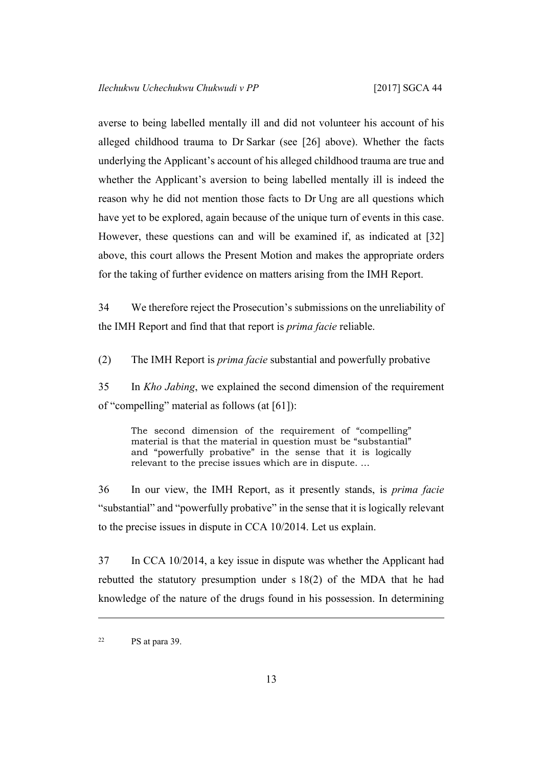averse to being labelled mentally ill and did not volunteer his account of his alleged childhood trauma to Dr Sarkar (see [26] above). Whether the facts underlying the Applicant's account of his alleged childhood trauma are true and whether the Applicant's aversion to being labelled mentally ill is indeed the reason why he did not mention those facts to Dr Ung are all questions which have yet to be explored, again because of the unique turn of events in this case. However, these questions can and will be examined if, as indicated at [32] above, this court allows the Present Motion and makes the appropriate orders for the taking of further evidence on matters arising from the IMH Report.

34 We therefore reject the Prosecution's submissions on the unreliability of the IMH Report and find that that report is *prima facie* reliable.

(2) The IMH Report is *prima facie* substantial and powerfully probative

35 In *Kho Jabing*, we explained the second dimension of the requirement of "compelling" material as follows (at [61]):

> The second dimension of the requirement of "compelling" material is that the material in question must be "substantial" and "powerfully probative" in the sense that it is logically relevant to the precise issues which are in dispute. …

36 In our view, the IMH Report, as it presently stands, is *prima facie* "substantial" and "powerfully probative" in the sense that it is logically relevant to the precise issues in dispute in CCA 10/2014. Let us explain.

37 In CCA 10/2014, a key issue in dispute was whether the Applicant had rebutted the statutory presumption under s 18(2) of the MDA that he had knowledge of the nature of the drugs found in his possession. In determining

---

[22] PS at para 39.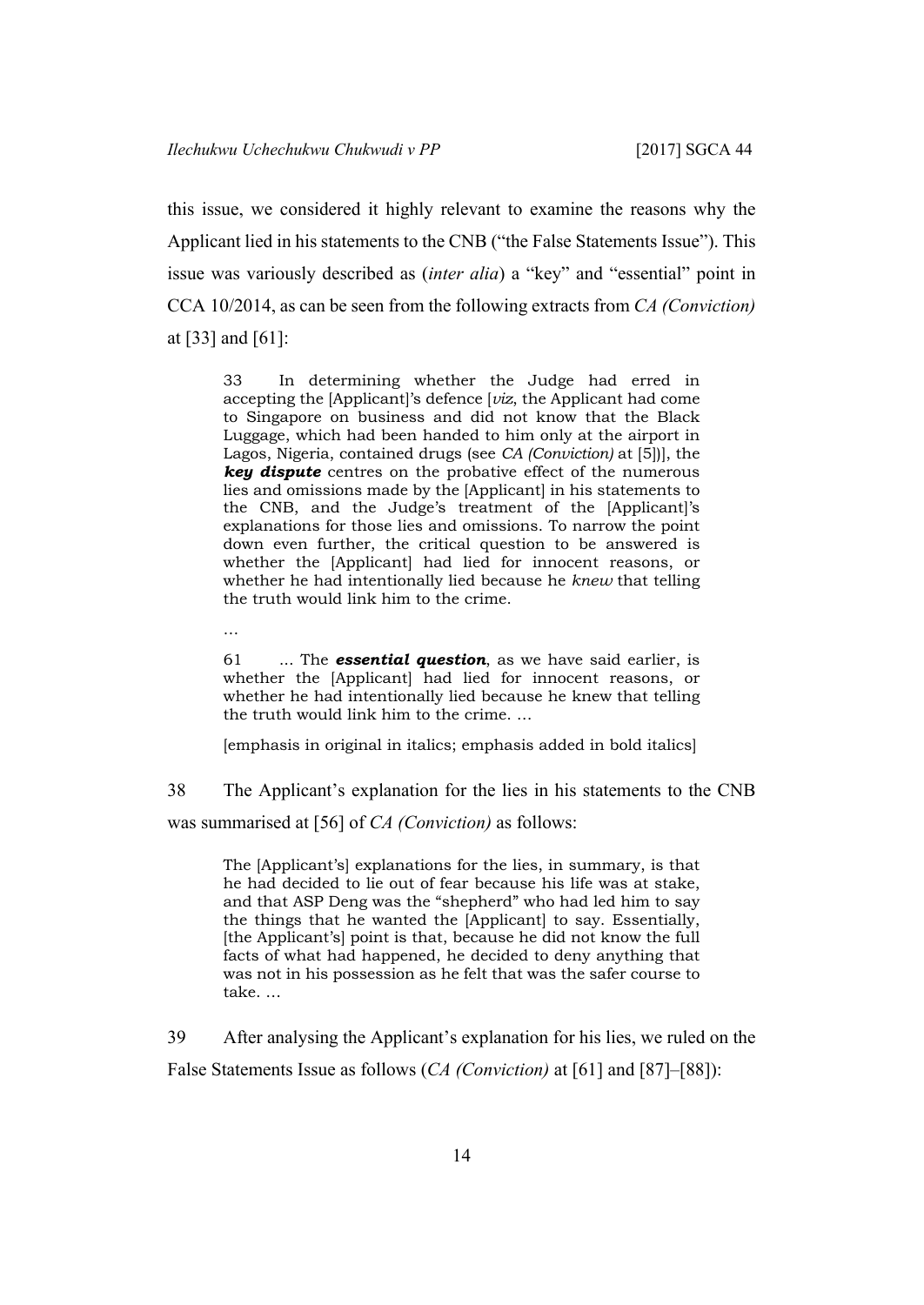this issue, we considered it highly relevant to examine the reasons why the Applicant lied in his statements to the CNB ("the False Statements Issue"). This issue was variously described as (*inter alia*) a "key" and "essential" point in CCA 10/2014, as can be seen from the following extracts from *CA (Conviction)* at [33] and [61]:

> 33 In determining whether the Judge had erred in accepting the [Applicant]'s defence [*viz*, the Applicant had come to Singapore on business and did not know that the Black Luggage, which had been handed to him only at the airport in Lagos, Nigeria, contained drugs (see *CA (Conviction)* at [5])], the ***key dispute*** centres on the probative effect of the numerous lies and omissions made by the [Applicant] in his statements to the CNB, and the Judge's treatment of the [Applicant]'s explanations for those lies and omissions. To narrow the point down even further, the critical question to be answered is whether the [Applicant] had lied for innocent reasons, or whether he had intentionally lied because he *knew* that telling the truth would link him to the crime.
>
> …
>
> 61 … The ***essential question***, as we have said earlier, is whether the [Applicant] had lied for innocent reasons, or whether he had intentionally lied because he knew that telling the truth would link him to the crime. …
>
> [emphasis in original in italics; emphasis added in bold italics]

38 The Applicant's explanation for the lies in his statements to the CNB was summarised at [56] of *CA (Conviction)* as follows:

> The [Applicant's] explanations for the lies, in summary, is that he had decided to lie out of fear because his life was at stake, and that ASP Deng was the "shepherd" who had led him to say the things that he wanted the [Applicant] to say. Essentially, [the Applicant's] point is that, because he did not know the full facts of what had happened, he decided to deny anything that was not in his possession as he felt that was the safer course to take. …

39 After analysing the Applicant's explanation for his lies, we ruled on the False Statements Issue as follows (*CA (Conviction)* at [61] and [87]–[88]):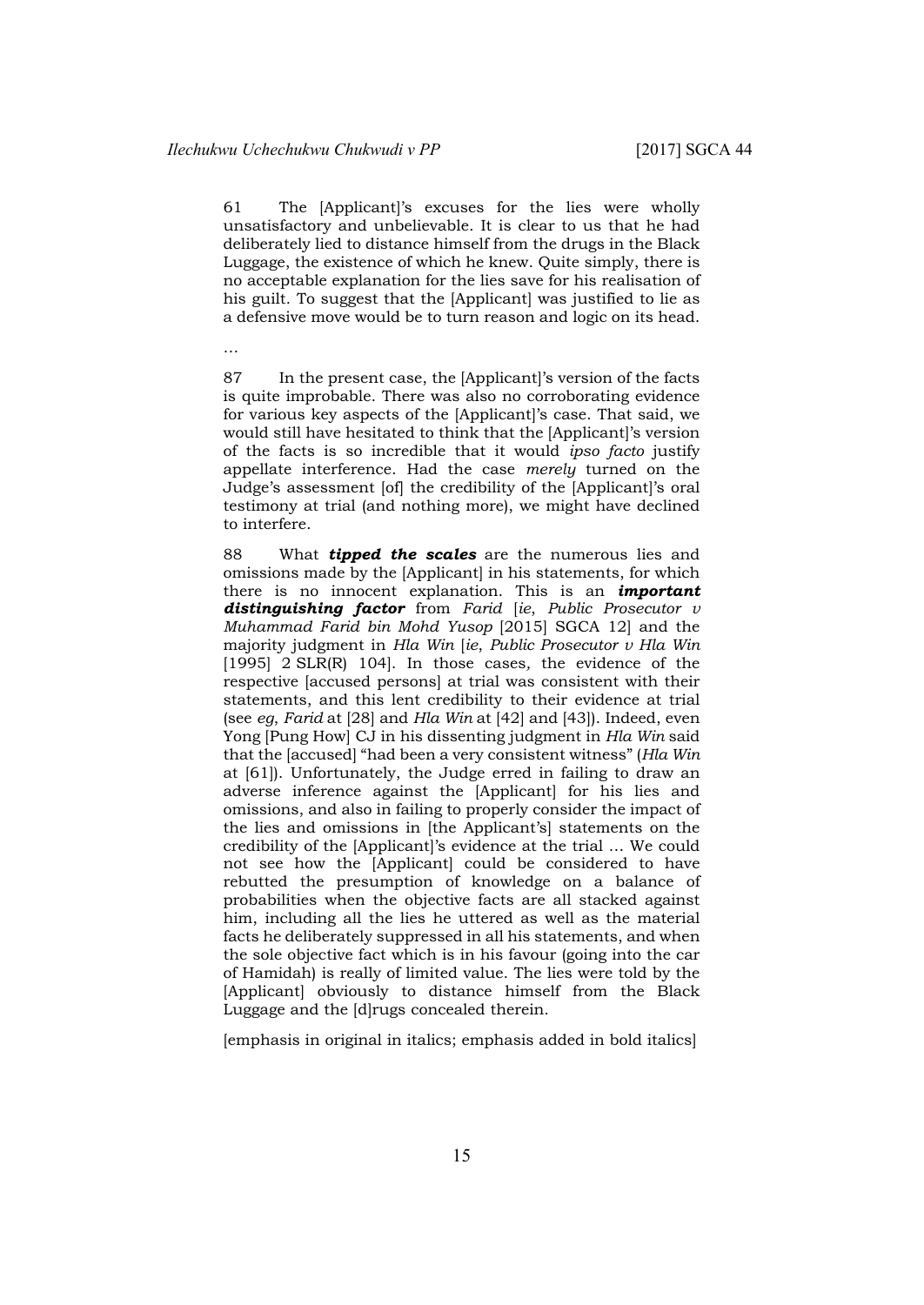61 The [Applicant]'s excuses for the lies were wholly unsatisfactory and unbelievable. It is clear to us that he had deliberately lied to distance himself from the drugs in the Black Luggage, the existence of which he knew. Quite simply, there is no acceptable explanation for the lies save for his realisation of his guilt. To suggest that the [Applicant] was justified to lie as a defensive move would be to turn reason and logic on its head.

…

87 In the present case, the [Applicant]'s version of the facts is quite improbable. There was also no corroborating evidence for various key aspects of the [Applicant]'s case. That said, we would still have hesitated to think that the [Applicant]'s version of the facts is so incredible that it would *ipso facto* justify appellate interference. Had the case *merely* turned on the Judge's assessment [of] the credibility of the [Applicant]'s oral testimony at trial (and nothing more), we might have declined to interfere.

88 What ***tipped the scales*** are the numerous lies and omissions made by the [Applicant] in his statements, for which there is no innocent explanation. This is an ***important distinguishing factor*** from *Farid* [*ie*, *Public Prosecutor v Muhammad Farid bin Mohd Yusop* [2015] SGCA 12] and the majority judgment in *Hla Win* [*ie*, *Public Prosecutor v Hla Win* [1995] 2 SLR(R) 104]. In those cases, the evidence of the respective [accused persons] at trial was consistent with their statements, and this lent credibility to their evidence at trial (see *eg*, *Farid* at [28] and *Hla Win* at [42] and [43]). Indeed, even Yong [Pung How] CJ in his dissenting judgment in *Hla Win* said that the [accused] "had been a very consistent witness" (*Hla Win* at [61]). Unfortunately, the Judge erred in failing to draw an adverse inference against the [Applicant] for his lies and omissions, and also in failing to properly consider the impact of the lies and omissions in [the Applicant's] statements on the credibility of the [Applicant]'s evidence at the trial … We could not see how the [Applicant] could be considered to have rebutted the presumption of knowledge on a balance of probabilities when the objective facts are all stacked against him, including all the lies he uttered as well as the material facts he deliberately suppressed in all his statements, and when the sole objective fact which is in his favour (going into the car of Hamidah) is really of limited value. The lies were told by the [Applicant] obviously to distance himself from the Black Luggage and the [d]rugs concealed therein.

[emphasis in original in italics; emphasis added in bold italics]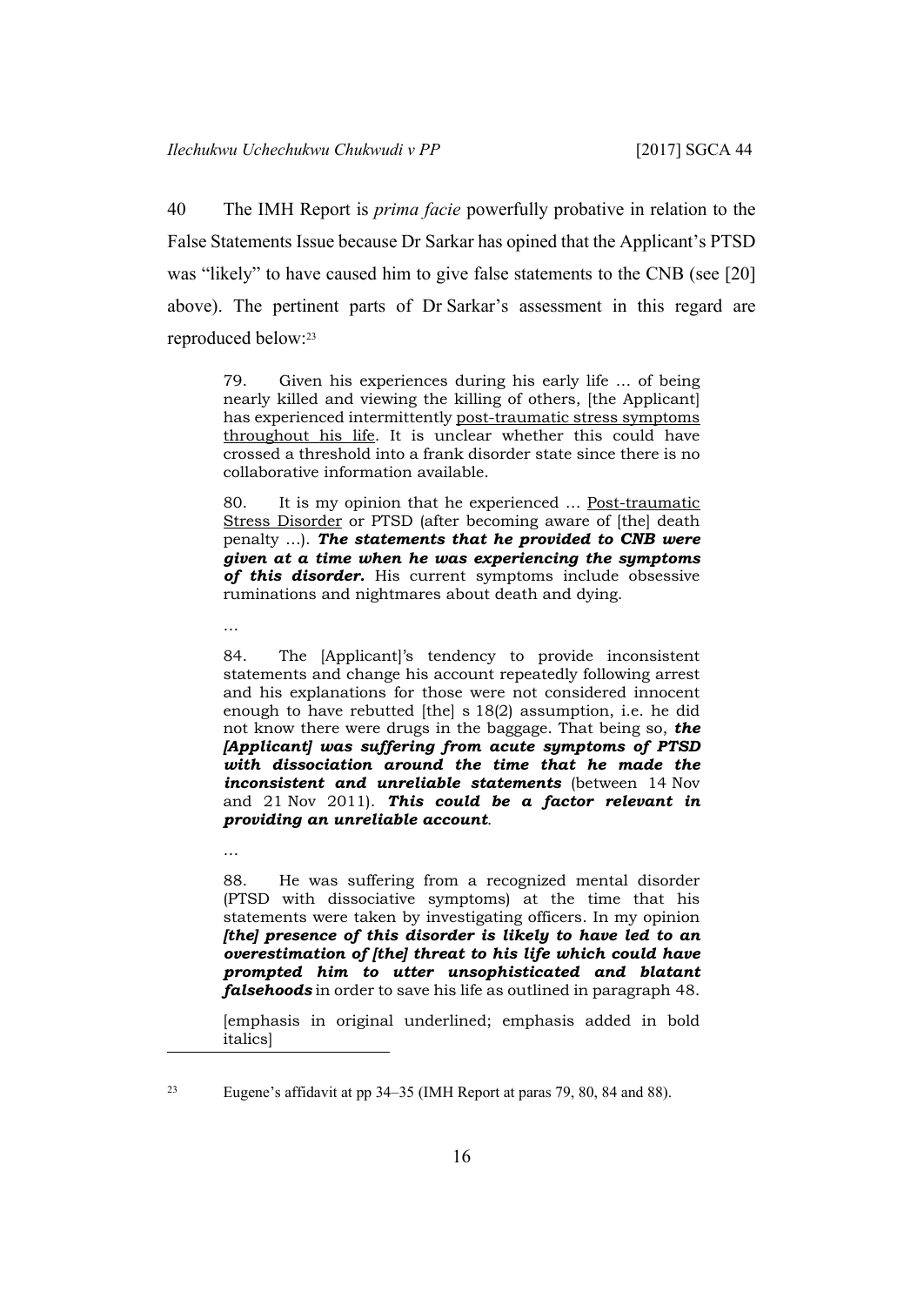40 The IMH Report is *prima facie* powerfully probative in relation to the False Statements Issue because Dr Sarkar has opined that the Applicant's PTSD was "likely" to have caused him to give false statements to the CNB (see [20] above). The pertinent parts of Dr Sarkar's assessment in this regard are reproduced below:[23]

> 79. Given his experiences during his early life … of being nearly killed and viewing the killing of others, [the Applicant] has experienced intermittently <u>post-traumatic stress symptoms throughout his life</u>. It is unclear whether this could have crossed a threshold into a frank disorder state since there is no collaborative information available.
>
> 80. It is my opinion that he experienced … <u>Post-traumatic Stress Disorder</u> or PTSD (after becoming aware of [the] death penalty …). ***The statements that he provided to CNB were given at a time when he was experiencing the symptoms of this disorder.*** His current symptoms include obsessive ruminations and nightmares about death and dying.
>
> …
>
> 84. The [Applicant]'s tendency to provide inconsistent statements and change his account repeatedly following arrest and his explanations for those were not considered innocent enough to have rebutted [the] s 18(2) assumption, i.e. he did not know there were drugs in the baggage. That being so, ***the [Applicant] was suffering from acute symptoms of PTSD with dissociation around the time that he made the inconsistent and unreliable statements*** (between 14 Nov and 21 Nov 2011). ***This could be a factor relevant in providing an unreliable account***.
>
> …
>
> 88. He was suffering from a recognized mental disorder (PTSD with dissociative symptoms) at the time that his statements were taken by investigating officers. In my opinion ***[the] presence of this disorder is likely to have led to an overestimation of [the] threat to his life which could have prompted him to utter unsophisticated and blatant falsehoods*** in order to save his life as outlined in paragraph 48.
>
> [emphasis in original underlined; emphasis added in bold italics]

---

[23] Eugene's affidavit at pp 34–35 (IMH Report at paras 79, 80, 84 and 88).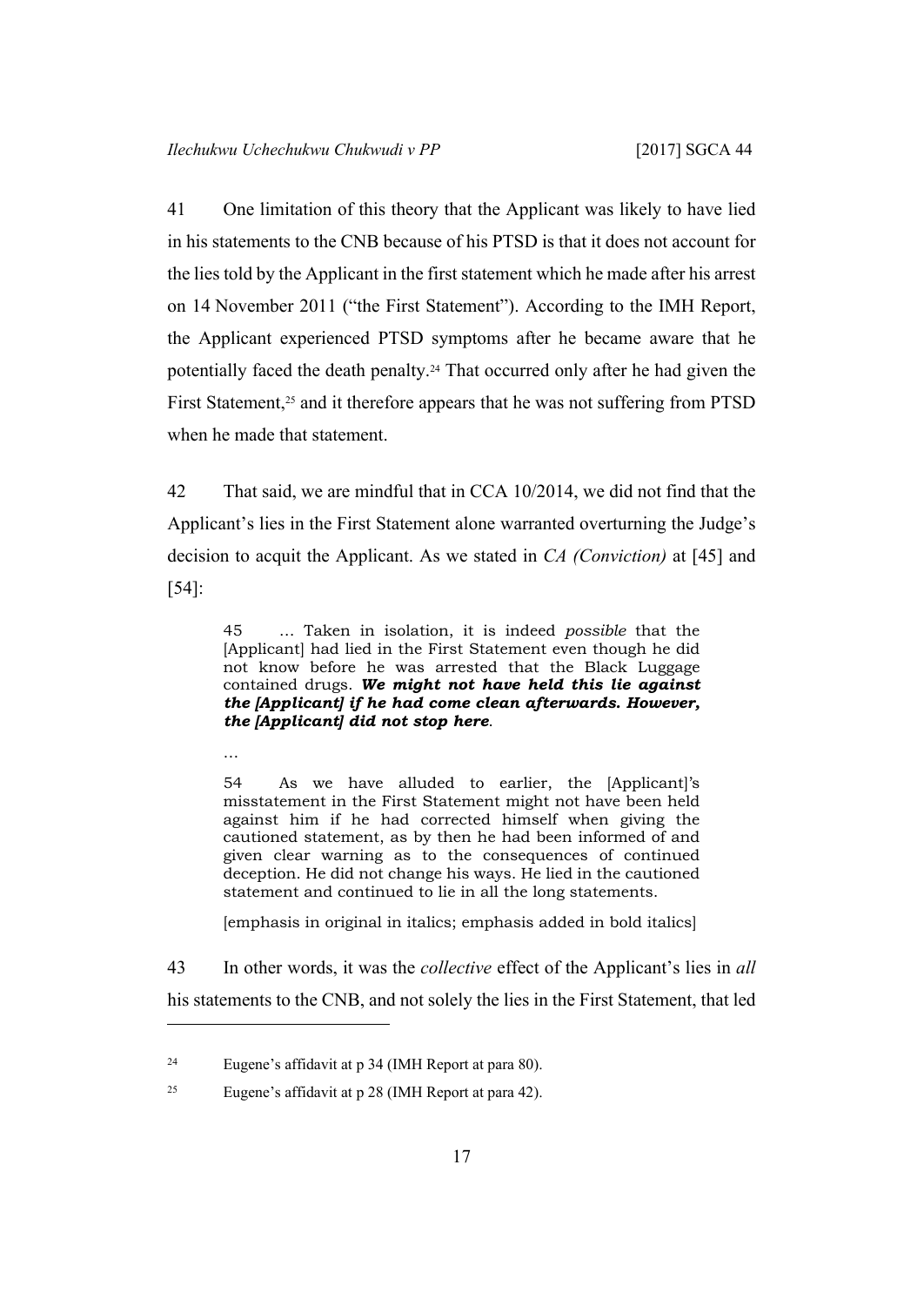41 One limitation of this theory that the Applicant was likely to have lied in his statements to the CNB because of his PTSD is that it does not account for the lies told by the Applicant in the first statement which he made after his arrest on 14 November 2011 ("the First Statement"). According to the IMH Report, the Applicant experienced PTSD symptoms after he became aware that he potentially faced the death penalty.[24] That occurred only after he had given the First Statement,[25] and it therefore appears that he was not suffering from PTSD when he made that statement.

42 That said, we are mindful that in CCA 10/2014, we did not find that the Applicant's lies in the First Statement alone warranted overturning the Judge's decision to acquit the Applicant. As we stated in *CA (Conviction)* at [45] and [54]:

> 45 … Taken in isolation, it is indeed *possible* that the [Applicant] had lied in the First Statement even though he did not know before he was arrested that the Black Luggage contained drugs. ***We might not have held this lie against the [Applicant] if he had come clean afterwards. However, the [Applicant] did not stop here***.
>
> …
>
> 54 As we have alluded to earlier, the [Applicant]'s misstatement in the First Statement might not have been held against him if he had corrected himself when giving the cautioned statement, as by then he had been informed of and given clear warning as to the consequences of continued deception. He did not change his ways. He lied in the cautioned statement and continued to lie in all the long statements.
>
> [emphasis in original in italics; emphasis added in bold italics]

43 In other words, it was the *collective* effect of the Applicant's lies in *all* his statements to the CNB, and not solely the lies in the First Statement, that led

---

[24] Eugene's affidavit at p 34 (IMH Report at para 80).

[25] Eugene's affidavit at p 28 (IMH Report at para 42).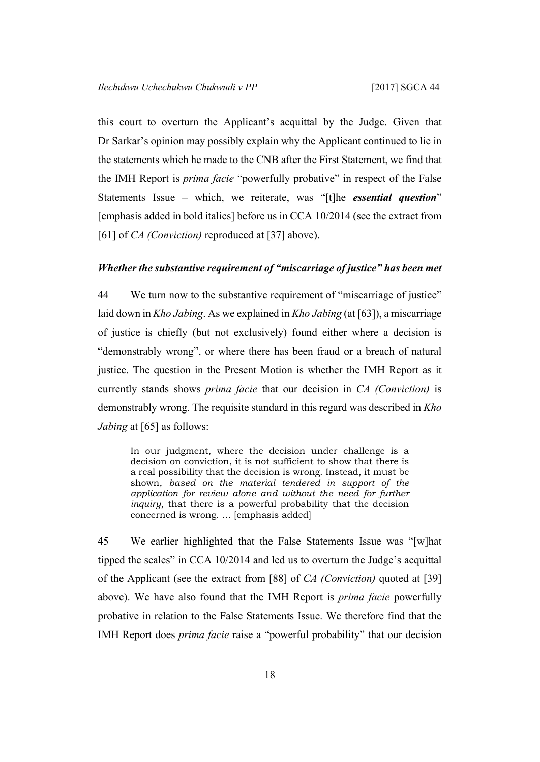this court to overturn the Applicant's acquittal by the Judge. Given that Dr Sarkar's opinion may possibly explain why the Applicant continued to lie in the statements which he made to the CNB after the First Statement, we find that the IMH Report is *prima facie* "powerfully probative" in respect of the False Statements Issue – which, we reiterate, was "[t]he ***essential question***" [emphasis added in bold italics] before us in CCA 10/2014 (see the extract from [61] of *CA (Conviction)* reproduced at [37] above).

### *Whether the substantive requirement of "miscarriage of justice" has been met*

44 We turn now to the substantive requirement of "miscarriage of justice" laid down in *Kho Jabing*. As we explained in *Kho Jabing* (at [63]), a miscarriage of justice is chiefly (but not exclusively) found either where a decision is "demonstrably wrong", or where there has been fraud or a breach of natural justice. The question in the Present Motion is whether the IMH Report as it currently stands shows *prima facie* that our decision in *CA (Conviction)* is demonstrably wrong. The requisite standard in this regard was described in *Kho Jabing* at [65] as follows:

> In our judgment, where the decision under challenge is a decision on conviction, it is not sufficient to show that there is a real possibility that the decision is wrong. Instead, it must be shown, *based on the material tendered in support of the application for review alone and without the need for further inquiry*, that there is a powerful probability that the decision concerned is wrong. … [emphasis added]

45 We earlier highlighted that the False Statements Issue was "[w]hat tipped the scales" in CCA 10/2014 and led us to overturn the Judge's acquittal of the Applicant (see the extract from [88] of *CA (Conviction)* quoted at [39] above). We have also found that the IMH Report is *prima facie* powerfully probative in relation to the False Statements Issue. We therefore find that the IMH Report does *prima facie* raise a "powerful probability" that our decision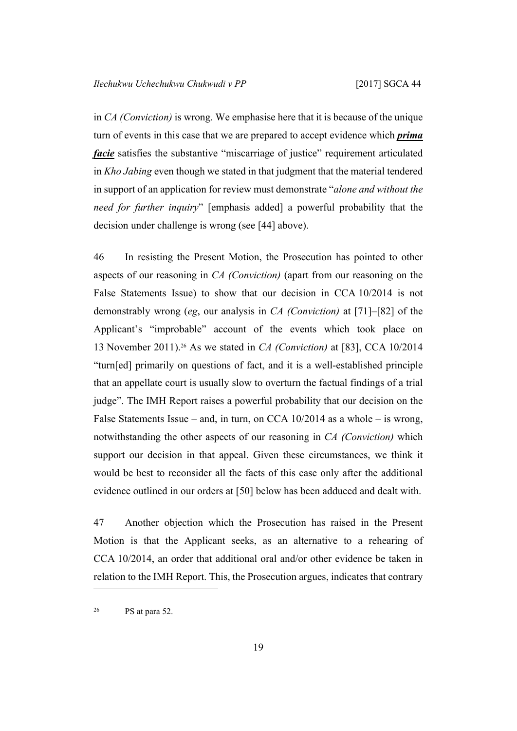in *CA (Conviction)* is wrong. We emphasise here that it is because of the unique turn of events in this case that we are prepared to accept evidence which ***prima facie*** satisfies the substantive "miscarriage of justice" requirement articulated in *Kho Jabing* even though we stated in that judgment that the material tendered in support of an application for review must demonstrate "*alone and without the need for further inquiry*" [emphasis added] a powerful probability that the decision under challenge is wrong (see [44] above).

46 In resisting the Present Motion, the Prosecution has pointed to other aspects of our reasoning in *CA (Conviction)* (apart from our reasoning on the False Statements Issue) to show that our decision in CCA 10/2014 is not demonstrably wrong (*eg*, our analysis in *CA (Conviction)* at [71]–[82] of the Applicant's "improbable" account of the events which took place on 13 November 2011).[26] As we stated in *CA (Conviction)* at [83], CCA 10/2014 "turn[ed] primarily on questions of fact, and it is a well-established principle that an appellate court is usually slow to overturn the factual findings of a trial judge". The IMH Report raises a powerful probability that our decision on the False Statements Issue – and, in turn, on CCA 10/2014 as a whole – is wrong, notwithstanding the other aspects of our reasoning in *CA (Conviction)* which support our decision in that appeal. Given these circumstances, we think it would be best to reconsider all the facts of this case only after the additional evidence outlined in our orders at [50] below has been adduced and dealt with.

47 Another objection which the Prosecution has raised in the Present Motion is that the Applicant seeks, as an alternative to a rehearing of CCA 10/2014, an order that additional oral and/or other evidence be taken in relation to the IMH Report. This, the Prosecution argues, indicates that contrary

---

[26] PS at para 52.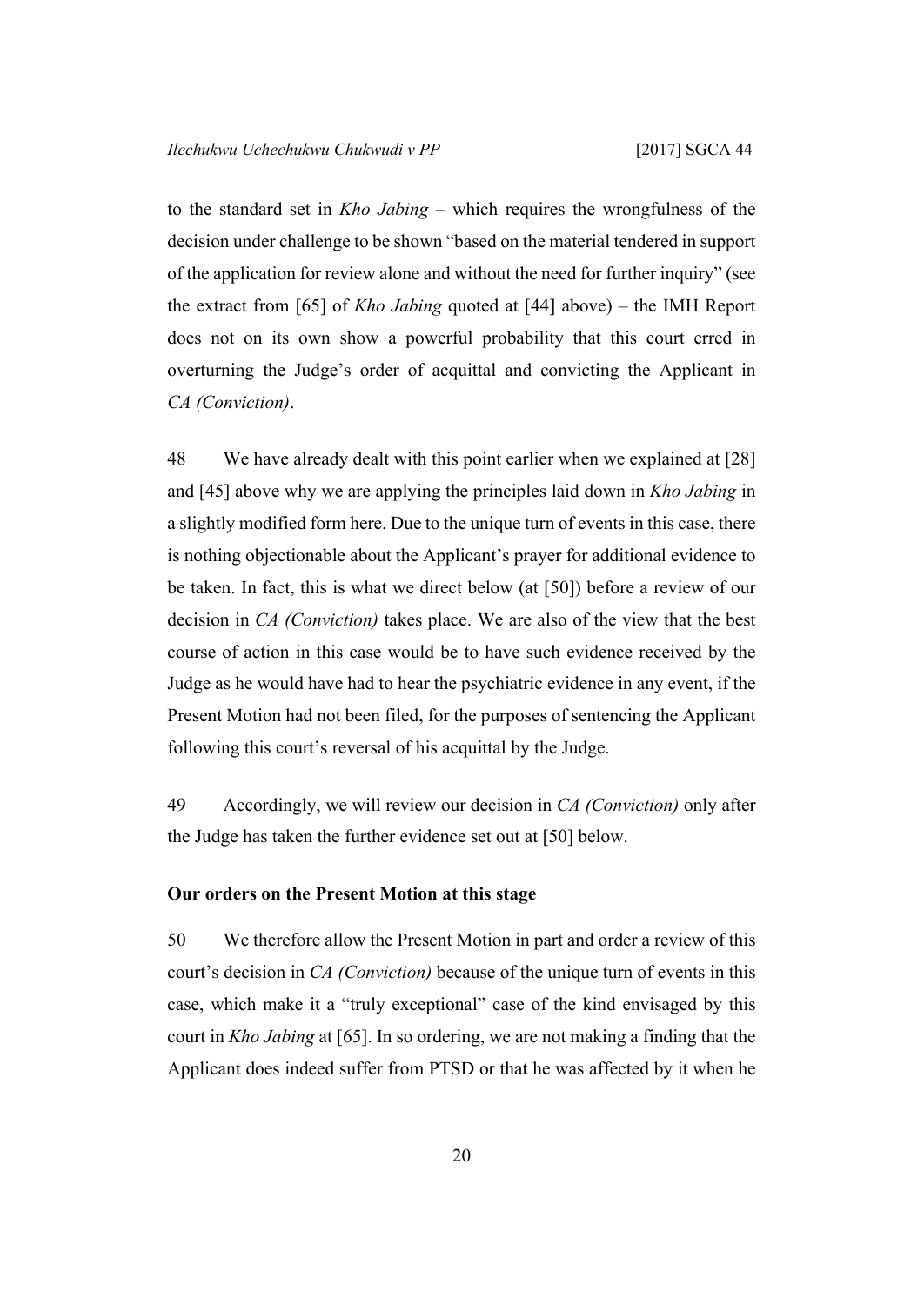to the standard set in *Kho Jabing* – which requires the wrongfulness of the decision under challenge to be shown "based on the material tendered in support of the application for review alone and without the need for further inquiry" (see the extract from [65] of *Kho Jabing* quoted at [44] above) – the IMH Report does not on its own show a powerful probability that this court erred in overturning the Judge's order of acquittal and convicting the Applicant in *CA (Conviction)*.

48 We have already dealt with this point earlier when we explained at [28] and [45] above why we are applying the principles laid down in *Kho Jabing* in a slightly modified form here. Due to the unique turn of events in this case, there is nothing objectionable about the Applicant's prayer for additional evidence to be taken. In fact, this is what we direct below (at [50]) before a review of our decision in *CA (Conviction)* takes place. We are also of the view that the best course of action in this case would be to have such evidence received by the Judge as he would have had to hear the psychiatric evidence in any event, if the Present Motion had not been filed, for the purposes of sentencing the Applicant following this court's reversal of his acquittal by the Judge.

49 Accordingly, we will review our decision in *CA (Conviction)* only after the Judge has taken the further evidence set out at [50] below.

**Our orders on the Present Motion at this stage**

50 We therefore allow the Present Motion in part and order a review of this court's decision in *CA (Conviction)* because of the unique turn of events in this case, which make it a "truly exceptional" case of the kind envisaged by this court in *Kho Jabing* at [65]. In so ordering, we are not making a finding that the Applicant does indeed suffer from PTSD or that he was affected by it when he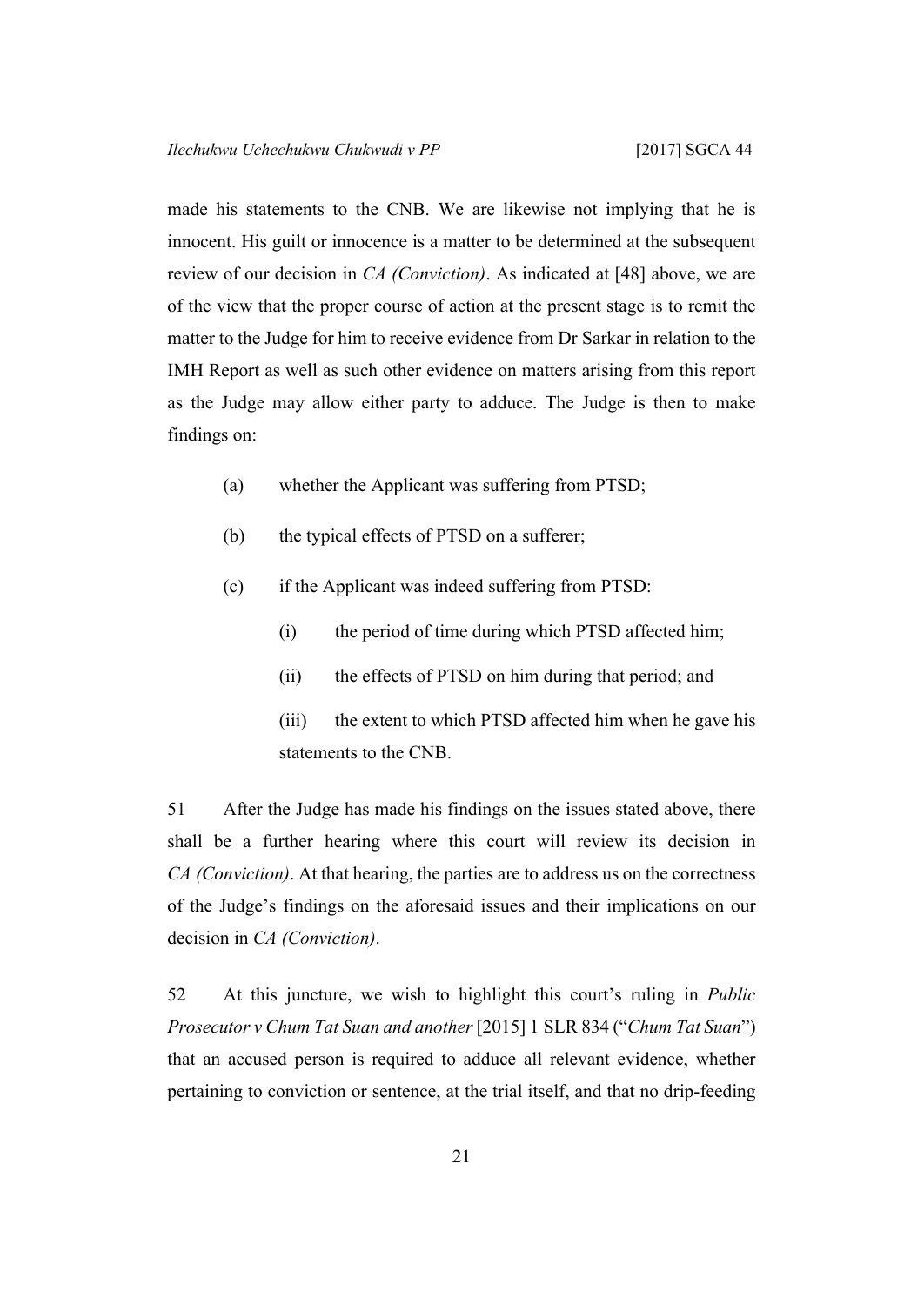made his statements to the CNB. We are likewise not implying that he is innocent. His guilt or innocence is a matter to be determined at the subsequent review of our decision in *CA (Conviction)*. As indicated at [48] above, we are of the view that the proper course of action at the present stage is to remit the matter to the Judge for him to receive evidence from Dr Sarkar in relation to the IMH Report as well as such other evidence on matters arising from this report as the Judge may allow either party to adduce. The Judge is then to make findings on:

(a) whether the Applicant was suffering from PTSD;

(b) the typical effects of PTSD on a sufferer;

(c) if the Applicant was indeed suffering from PTSD:

(i) the period of time during which PTSD affected him;

(ii) the effects of PTSD on him during that period; and

(iii) the extent to which PTSD affected him when he gave his statements to the CNB.

51 After the Judge has made his findings on the issues stated above, there shall be a further hearing where this court will review its decision in *CA (Conviction)*. At that hearing, the parties are to address us on the correctness of the Judge's findings on the aforesaid issues and their implications on our decision in *CA (Conviction)*.

52 At this juncture, we wish to highlight this court's ruling in *Public Prosecutor v Chum Tat Suan and another* [2015] 1 SLR 834 ("*Chum Tat Suan*") that an accused person is required to adduce all relevant evidence, whether pertaining to conviction or sentence, at the trial itself, and that no drip-feeding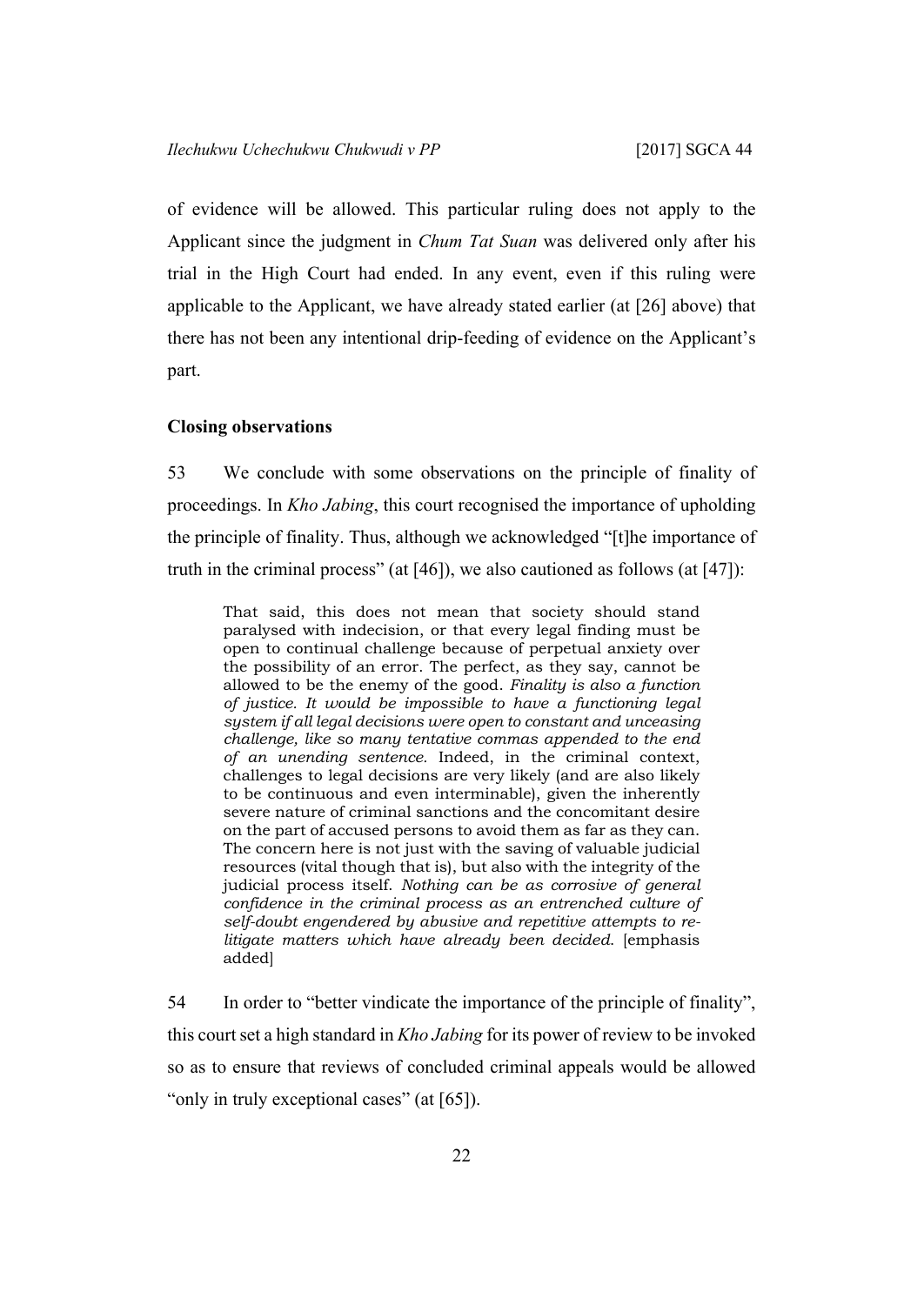of evidence will be allowed. This particular ruling does not apply to the Applicant since the judgment in *Chum Tat Suan* was delivered only after his trial in the High Court had ended. In any event, even if this ruling were applicable to the Applicant, we have already stated earlier (at [26] above) that there has not been any intentional drip-feeding of evidence on the Applicant's part.

**Closing observations**

53 We conclude with some observations on the principle of finality of proceedings. In *Kho Jabing*, this court recognised the importance of upholding the principle of finality. Thus, although we acknowledged "[t]he importance of truth in the criminal process" (at [46]), we also cautioned as follows (at [47]):

> That said, this does not mean that society should stand paralysed with indecision, or that every legal finding must be open to continual challenge because of perpetual anxiety over the possibility of an error. The perfect, as they say, cannot be allowed to be the enemy of the good. *Finality is also a function of justice. It would be impossible to have a functioning legal system if all legal decisions were open to constant and unceasing challenge, like so many tentative commas appended to the end of an unending sentence.* Indeed, in the criminal context, challenges to legal decisions are very likely (and are also likely to be continuous and even interminable), given the inherently severe nature of criminal sanctions and the concomitant desire on the part of accused persons to avoid them as far as they can. The concern here is not just with the saving of valuable judicial resources (vital though that is), but also with the integrity of the judicial process itself. *Nothing can be as corrosive of general confidence in the criminal process as an entrenched culture of self-doubt engendered by abusive and repetitive attempts to re-litigate matters which have already been decided.* [emphasis added]

54 In order to "better vindicate the importance of the principle of finality", this court set a high standard in *Kho Jabing* for its power of review to be invoked so as to ensure that reviews of concluded criminal appeals would be allowed "only in truly exceptional cases" (at [65]).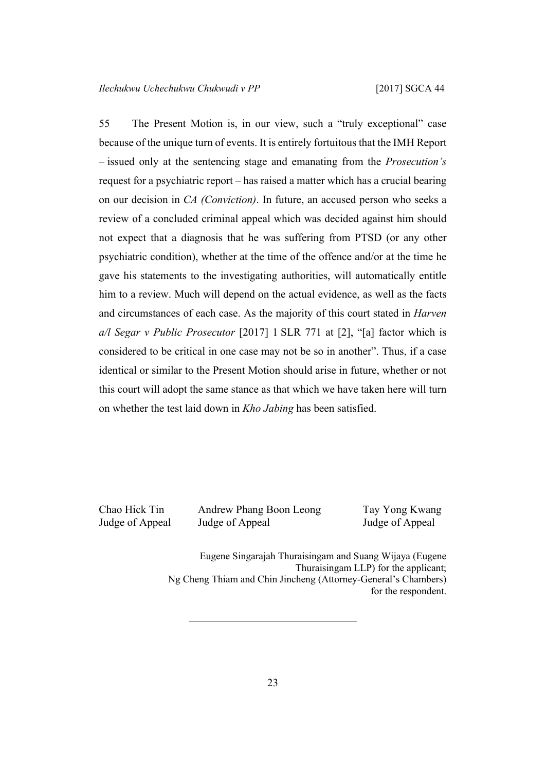55 The Present Motion is, in our view, such a "truly exceptional" case because of the unique turn of events. It is entirely fortuitous that the IMH Report – issued only at the sentencing stage and emanating from the *Prosecution's* request for a psychiatric report – has raised a matter which has a crucial bearing on our decision in *CA (Conviction)*. In future, an accused person who seeks a review of a concluded criminal appeal which was decided against him should not expect that a diagnosis that he was suffering from PTSD (or any other psychiatric condition), whether at the time of the offence and/or at the time he gave his statements to the investigating authorities, will automatically entitle him to a review. Much will depend on the actual evidence, as well as the facts and circumstances of each case. As the majority of this court stated in *Harven a/l Segar v Public Prosecutor* [2017] 1 SLR 771 at [2], "[a] factor which is considered to be critical in one case may not be so in another". Thus, if a case identical or similar to the Present Motion should arise in future, whether or not this court will adopt the same stance as that which we have taken here will turn on whether the test laid down in *Kho Jabing* has been satisfied.

| | | |
|---|---|---|
| Chao Hick Tin<br>Judge of Appeal | Andrew Phang Boon Leong<br>Judge of Appeal | Tay Yong Kwang<br>Judge of Appeal |

Eugene Singarajah Thuraisingam and Suang Wijaya (Eugene Thuraisingam LLP) for the applicant;
Ng Cheng Thiam and Chin Jincheng (Attorney-General's Chambers) for the respondent.

---